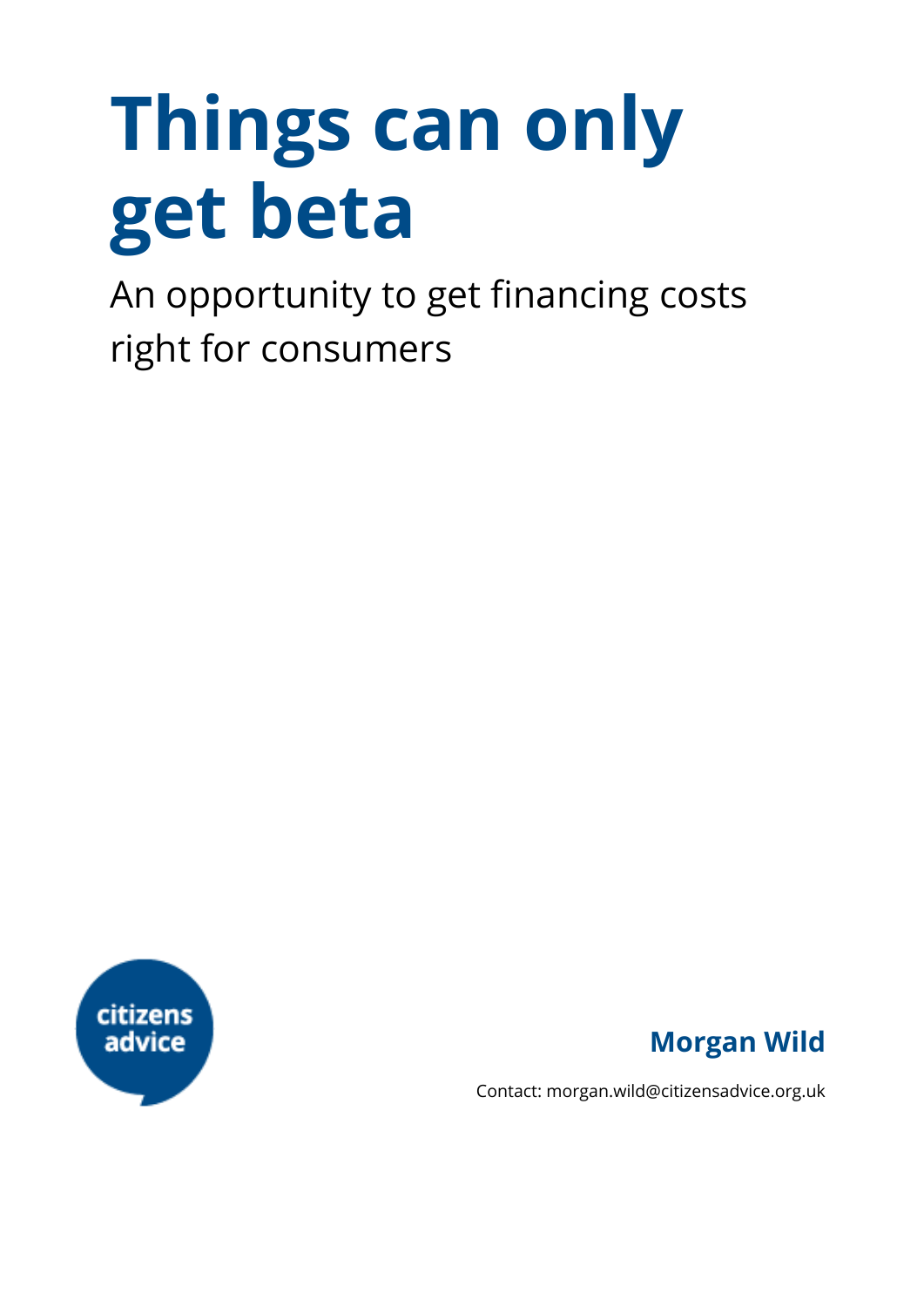# Things can only get beta

An opportunity to get financing costs right for consumers

citizens advice

**Morgan Wild**

Contact: morgan.wild@citizensadvice.org.uk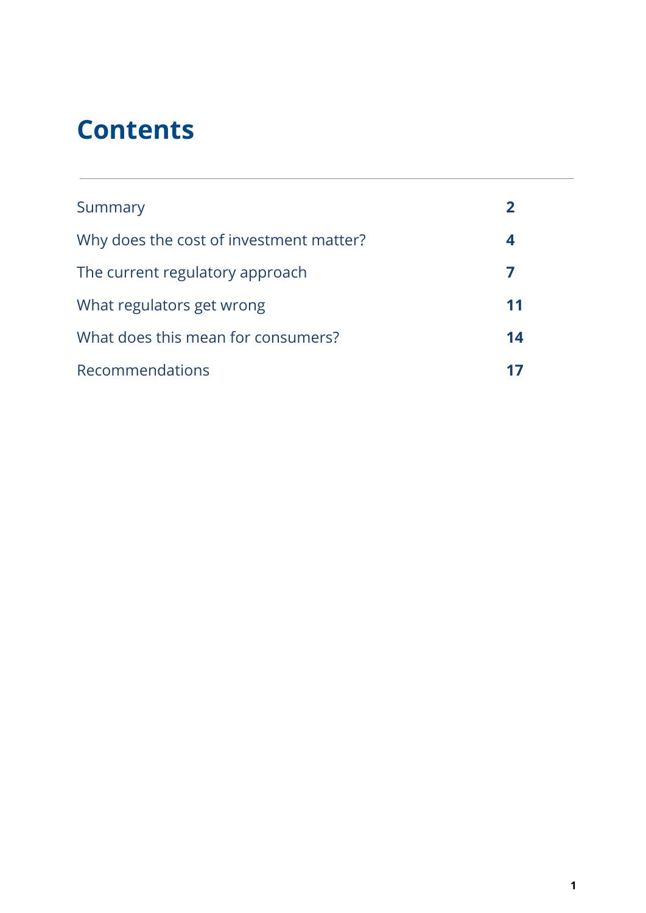# Contents

| | |
|---|---|
| Summary | **2** |
| Why does the cost of investment matter? | **4** |
| The current regulatory approach | **7** |
| What regulators get wrong | **11** |
| What does this mean for consumers? | **14** |
| Recommendations | **17** |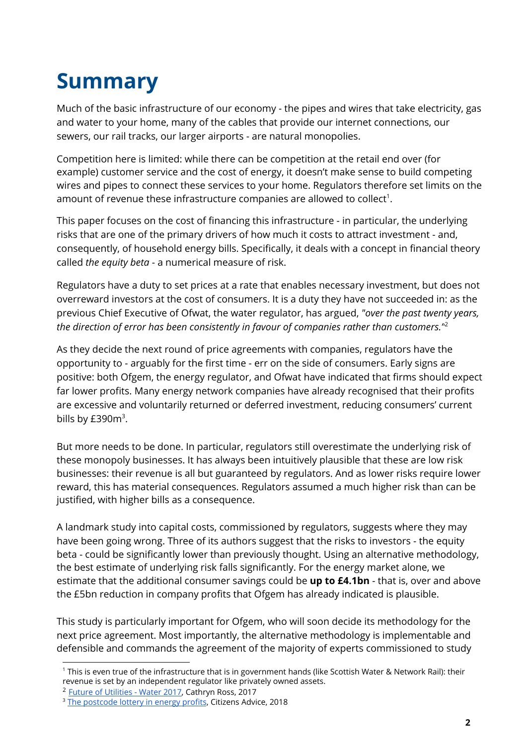# Summary

Much of the basic infrastructure of our economy - the pipes and wires that take electricity, gas and water to your home, many of the cables that provide our internet connections, our sewers, our rail tracks, our larger airports - are natural monopolies.

Competition here is limited: while there can be competition at the retail end over (for example) customer service and the cost of energy, it doesn't make sense to build competing wires and pipes to connect these services to your home. Regulators therefore set limits on the amount of revenue these infrastructure companies are allowed to collect[1].

This paper focuses on the cost of financing this infrastructure - in particular, the underlying risks that are one of the primary drivers of how much it costs to attract investment - and, consequently, of household energy bills. Specifically, it deals with a concept in financial theory called *the equity beta* - a numerical measure of risk.

Regulators have a duty to set prices at a rate that enables necessary investment, but does not overreward investors at the cost of consumers. It is a duty they have not succeeded in: as the previous Chief Executive of Ofwat, the water regulator, has argued, *"over the past twenty years, the direction of error has been consistently in favour of companies rather than customers."*[2]

As they decide the next round of price agreements with companies, regulators have the opportunity to - arguably for the first time - err on the side of consumers. Early signs are positive: both Ofgem, the energy regulator, and Ofwat have indicated that firms should expect far lower profits. Many energy network companies have already recognised that their profits are excessive and voluntarily returned or deferred investment, reducing consumers' current bills by £390m[3].

But more needs to be done. In particular, regulators still overestimate the underlying risk of these monopoly businesses. It has always been intuitively plausible that these are low risk businesses: their revenue is all but guaranteed by regulators. And as lower risks require lower reward, this has material consequences. Regulators assumed a much higher risk than can be justified, with higher bills as a consequence.

A landmark study into capital costs, commissioned by regulators, suggests where they may have been going wrong. Three of its authors suggest that the risks to investors - the equity beta - could be significantly lower than previously thought. Using an alternative methodology, the best estimate of underlying risk falls significantly. For the energy market alone, we estimate that the additional consumer savings could be **up to £4.1bn** - that is, over and above the £5bn reduction in company profits that Ofgem has already indicated is plausible.

This study is particularly important for Ofgem, who will soon decide its methodology for the next price agreement. Most importantly, the alternative methodology is implementable and defensible and commands the agreement of the majority of experts commissioned to study

---

[1] This is even true of the infrastructure that is in government hands (like Scottish Water & Network Rail): their revenue is set by an independent regulator like privately owned assets.

[2] Future of Utilities - Water 2017, Cathryn Ross, 2017

[3] The postcode lottery in energy profits, Citizens Advice, 2018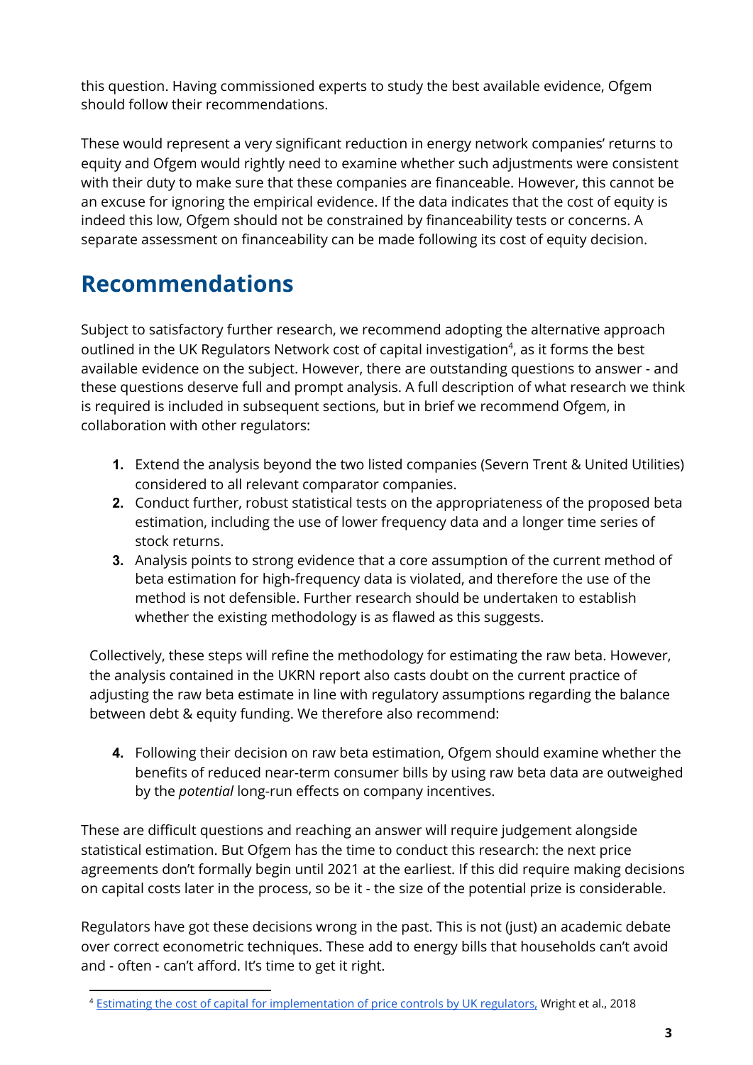this question. Having commissioned experts to study the best available evidence, Ofgem should follow their recommendations.

These would represent a very significant reduction in energy network companies' returns to equity and Ofgem would rightly need to examine whether such adjustments were consistent with their duty to make sure that these companies are financeable. However, this cannot be an excuse for ignoring the empirical evidence. If the data indicates that the cost of equity is indeed this low, Ofgem should not be constrained by financeability tests or concerns. A separate assessment on financeability can be made following its cost of equity decision.

## Recommendations

Subject to satisfactory further research, we recommend adopting the alternative approach outlined in the UK Regulators Network cost of capital investigation[4], as it forms the best available evidence on the subject. However, there are outstanding questions to answer - and these questions deserve full and prompt analysis. A full description of what research we think is required is included in subsequent sections, but in brief we recommend Ofgem, in collaboration with other regulators:

1. Extend the analysis beyond the two listed companies (Severn Trent & United Utilities) considered to all relevant comparator companies.
2. Conduct further, robust statistical tests on the appropriateness of the proposed beta estimation, including the use of lower frequency data and a longer time series of stock returns.
3. Analysis points to strong evidence that a core assumption of the current method of beta estimation for high-frequency data is violated, and therefore the use of the method is not defensible. Further research should be undertaken to establish whether the existing methodology is as flawed as this suggests.

Collectively, these steps will refine the methodology for estimating the raw beta. However, the analysis contained in the UKRN report also casts doubt on the current practice of adjusting the raw beta estimate in line with regulatory assumptions regarding the balance between debt & equity funding. We therefore also recommend:

4. Following their decision on raw beta estimation, Ofgem should examine whether the benefits of reduced near-term consumer bills by using raw beta data are outweighed by the *potential* long-run effects on company incentives.

These are difficult questions and reaching an answer will require judgement alongside statistical estimation. But Ofgem has the time to conduct this research: the next price agreements don't formally begin until 2021 at the earliest. If this did require making decisions on capital costs later in the process, so be it - the size of the potential prize is considerable.

Regulators have got these decisions wrong in the past. This is not (just) an academic debate over correct econometric techniques. These add to energy bills that households can't avoid and - often - can't afford. It's time to get it right.

---

[4] Estimating the cost of capital for implementation of price controls by UK regulators, Wright et al., 2018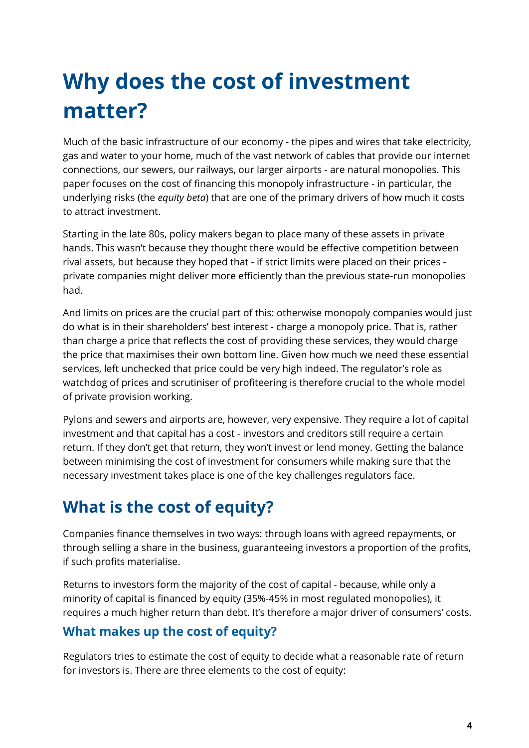# Why does the cost of investment matter?

Much of the basic infrastructure of our economy - the pipes and wires that take electricity, gas and water to your home, much of the vast network of cables that provide our internet connections, our sewers, our railways, our larger airports - are natural monopolies. This paper focuses on the cost of financing this monopoly infrastructure - in particular, the underlying risks (the *equity beta*) that are one of the primary drivers of how much it costs to attract investment.

Starting in the late 80s, policy makers began to place many of these assets in private hands. This wasn't because they thought there would be effective competition between rival assets, but because they hoped that - if strict limits were placed on their prices - private companies might deliver more efficiently than the previous state-run monopolies had.

And limits on prices are the crucial part of this: otherwise monopoly companies would just do what is in their shareholders' best interest - charge a monopoly price. That is, rather than charge a price that reflects the cost of providing these services, they would charge the price that maximises their own bottom line. Given how much we need these essential services, left unchecked that price could be very high indeed. The regulator's role as watchdog of prices and scrutiniser of profiteering is therefore crucial to the whole model of private provision working.

Pylons and sewers and airports are, however, very expensive. They require a lot of capital investment and that capital has a cost - investors and creditors still require a certain return. If they don't get that return, they won't invest or lend money. Getting the balance between minimising the cost of investment for consumers while making sure that the necessary investment takes place is one of the key challenges regulators face.

## What is the cost of equity?

Companies finance themselves in two ways: through loans with agreed repayments, or through selling a share in the business, guaranteeing investors a proportion of the profits, if such profits materialise.

Returns to investors form the majority of the cost of capital - because, while only a minority of capital is financed by equity (35%-45% in most regulated monopolies), it requires a much higher return than debt. It's therefore a major driver of consumers' costs.

### What makes up the cost of equity?

Regulators tries to estimate the cost of equity to decide what a reasonable rate of return for investors is. There are three elements to the cost of equity: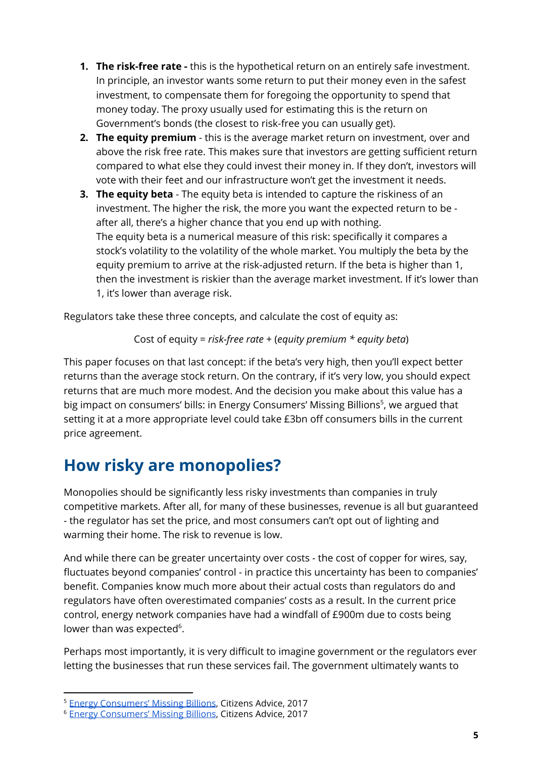1. **The risk-free rate -** this is the hypothetical return on an entirely safe investment. In principle, an investor wants some return to put their money even in the safest investment, to compensate them for foregoing the opportunity to spend that money today. The proxy usually used for estimating this is the return on Government's bonds (the closest to risk-free you can usually get).
2. **The equity premium** - this is the average market return on investment, over and above the risk free rate. This makes sure that investors are getting sufficient return compared to what else they could invest their money in. If they don't, investors will vote with their feet and our infrastructure won't get the investment it needs.
3. **The equity beta** - The equity beta is intended to capture the riskiness of an investment. The higher the risk, the more you want the expected return to be - after all, there's a higher chance that you end up with nothing.
   The equity beta is a numerical measure of this risk: specifically it compares a stock's volatility to the volatility of the whole market. You multiply the beta by the equity premium to arrive at the risk-adjusted return. If the beta is higher than 1, then the investment is riskier than the average market investment. If it's lower than 1, it's lower than average risk.

Regulators take these three concepts, and calculate the cost of equity as:

Cost of equity = *risk-free rate* + (*equity premium* * *equity beta*)

This paper focuses on that last concept: if the beta's very high, then you'll expect better returns than the average stock return. On the contrary, if it's very low, you should expect returns that are much more modest. And the decision you make about this value has a big impact on consumers' bills: in Energy Consumers' Missing Billions[5], we argued that setting it at a more appropriate level could take £3bn off consumers bills in the current price agreement.

## How risky are monopolies?

Monopolies should be significantly less risky investments than companies in truly competitive markets. After all, for many of these businesses, revenue is all but guaranteed - the regulator has set the price, and most consumers can't opt out of lighting and warming their home. The risk to revenue is low.

And while there can be greater uncertainty over costs - the cost of copper for wires, say, fluctuates beyond companies' control - in practice this uncertainty has been to companies' benefit. Companies know much more about their actual costs than regulators do and regulators have often overestimated companies' costs as a result. In the current price control, energy network companies have had a windfall of £900m due to costs being lower than was expected[6].

Perhaps most importantly, it is very difficult to imagine government or the regulators ever letting the businesses that run these services fail. The government ultimately wants to

[5] Energy Consumers' Missing Billions, Citizens Advice, 2017
[6] Energy Consumers' Missing Billions, Citizens Advice, 2017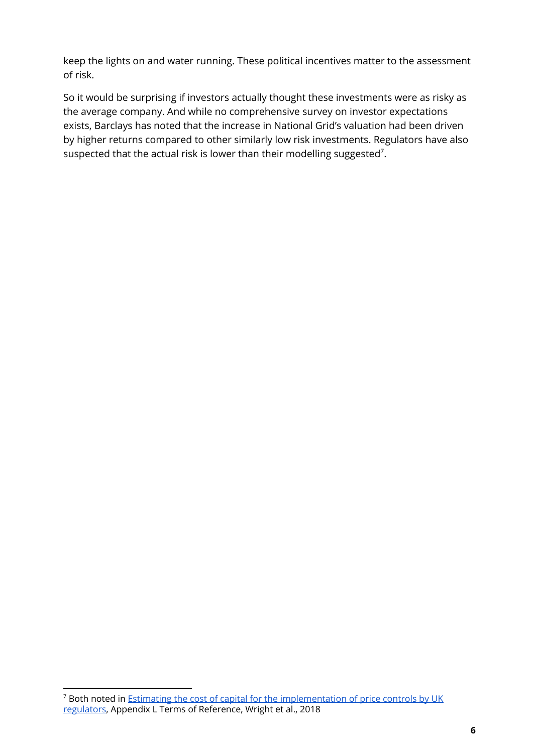keep the lights on and water running. These political incentives matter to the assessment of risk.

So it would be surprising if investors actually thought these investments were as risky as the average company. And while no comprehensive survey on investor expectations exists, Barclays has noted that the increase in National Grid's valuation had been driven by higher returns compared to other similarly low risk investments. Regulators have also suspected that the actual risk is lower than their modelling suggested[7].

[7] Both noted in [Estimating the cost of capital for the implementation of price controls by UK regulators](), Appendix L Terms of Reference, Wright et al., 2018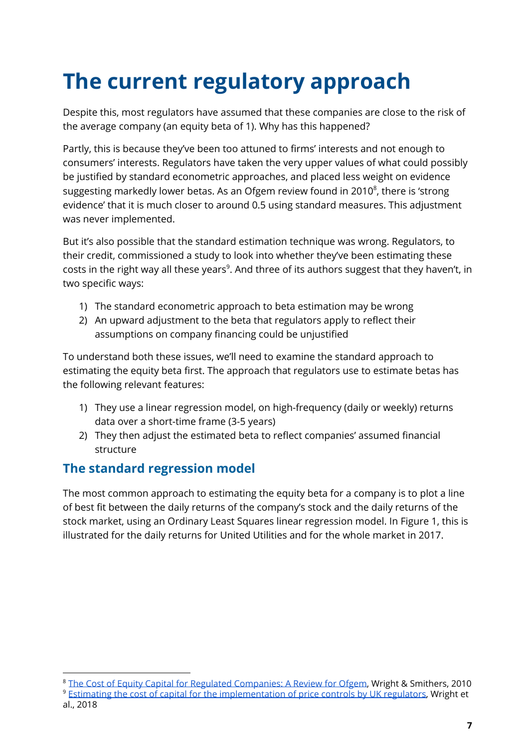# The current regulatory approach

Despite this, most regulators have assumed that these companies are close to the risk of the average company (an equity beta of 1). Why has this happened?

Partly, this is because they've been too attuned to firms' interests and not enough to consumers' interests. Regulators have taken the very upper values of what could possibly be justified by standard econometric approaches, and placed less weight on evidence suggesting markedly lower betas. As an Ofgem review found in 2010[8], there is 'strong evidence' that it is much closer to around 0.5 using standard measures. This adjustment was never implemented.

But it's also possible that the standard estimation technique was wrong. Regulators, to their credit, commissioned a study to look into whether they've been estimating these costs in the right way all these years[9]. And three of its authors suggest that they haven't, in two specific ways:

1) The standard econometric approach to beta estimation may be wrong
2) An upward adjustment to the beta that regulators apply to reflect their assumptions on company financing could be unjustified

To understand both these issues, we'll need to examine the standard approach to estimating the equity beta first. The approach that regulators use to estimate betas has the following relevant features:

1) They use a linear regression model, on high-frequency (daily or weekly) returns data over a short-time frame (3-5 years)
2) They then adjust the estimated beta to reflect companies' assumed financial structure

## The standard regression model

The most common approach to estimating the equity beta for a company is to plot a line of best fit between the daily returns of the company's stock and the daily returns of the stock market, using an Ordinary Least Squares linear regression model. In Figure 1, this is illustrated for the daily returns for United Utilities and for the whole market in 2017.

[8] The Cost of Equity Capital for Regulated Companies: A Review for Ofgem, Wright & Smithers, 2010
[9] Estimating the cost of capital for the implementation of price controls by UK regulators, Wright et al., 2018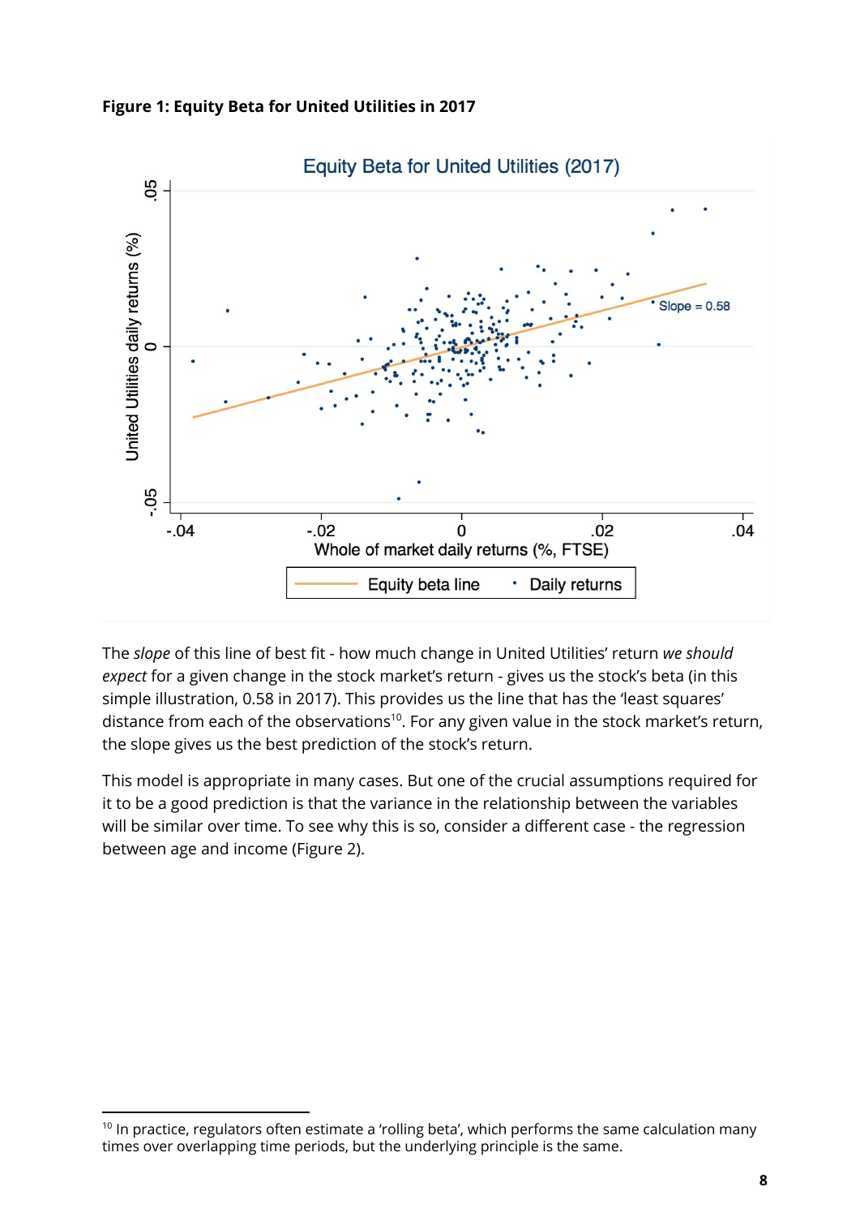**Figure 1: Equity Beta for United Utilities in 2017**

The *slope* of this line of best fit - how much change in United Utilities' return *we should expect* for a given change in the stock market's return - gives us the stock's beta (in this simple illustration, 0.58 in 2017). This provides us the line that has the 'least squares' distance from each of the observations[10]. For any given value in the stock market's return, the slope gives us the best prediction of the stock's return.

This model is appropriate in many cases. But one of the crucial assumptions required for it to be a good prediction is that the variance in the relationship between the variables will be similar over time. To see why this is so, consider a different case - the regression between age and income (Figure 2).

[10] In practice, regulators often estimate a 'rolling beta', which performs the same calculation many times over overlapping time periods, but the underlying principle is the same.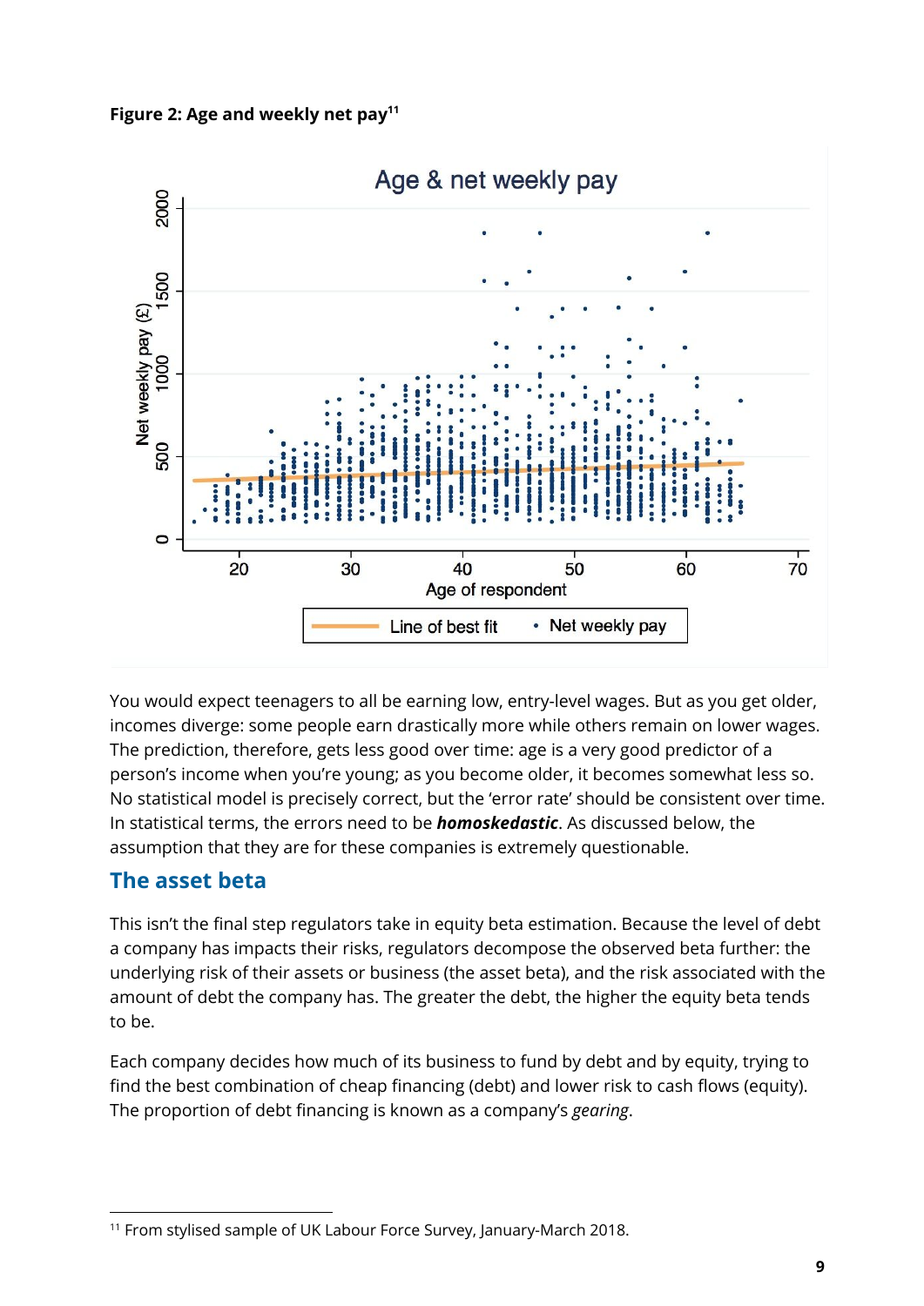**Figure 2: Age and weekly net pay**[11]

You would expect teenagers to all be earning low, entry-level wages. But as you get older, incomes diverge: some people earn drastically more while others remain on lower wages. The prediction, therefore, gets less good over time: age is a very good predictor of a person's income when you're young; as you become older, it becomes somewhat less so. No statistical model is precisely correct, but the 'error rate' should be consistent over time. In statistical terms, the errors need to be ***homoskedastic***. As discussed below, the assumption that they are for these companies is extremely questionable.

## The asset beta

This isn't the final step regulators take in equity beta estimation. Because the level of debt a company has impacts their risks, regulators decompose the observed beta further: the underlying risk of their assets or business (the asset beta), and the risk associated with the amount of debt the company has. The greater the debt, the higher the equity beta tends to be.

Each company decides how much of its business to fund by debt and by equity, trying to find the best combination of cheap financing (debt) and lower risk to cash flows (equity). The proportion of debt financing is known as a company's *gearing*.

[11] From stylised sample of UK Labour Force Survey, January-March 2018.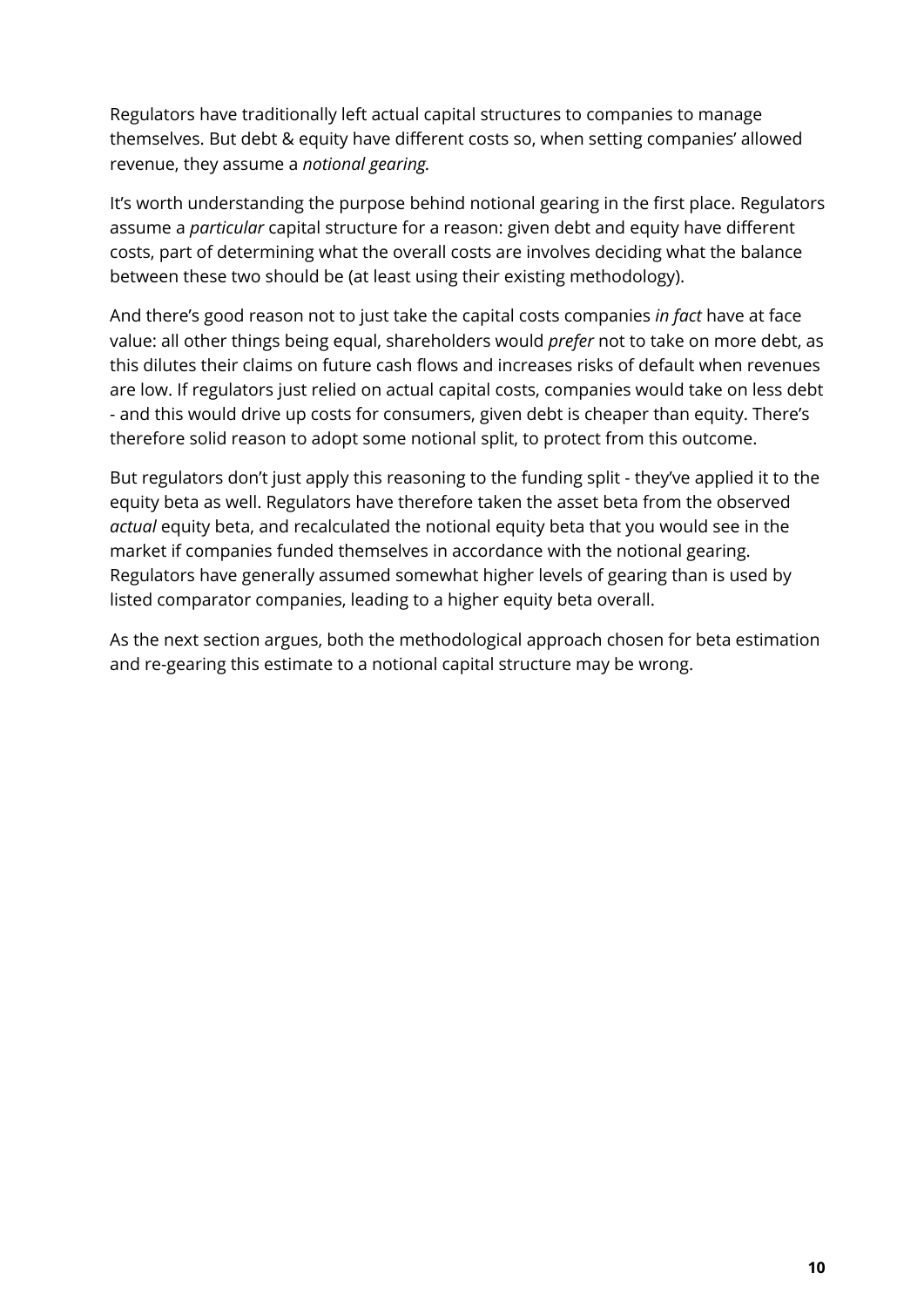Regulators have traditionally left actual capital structures to companies to manage themselves. But debt & equity have different costs so, when setting companies' allowed revenue, they assume a *notional gearing.*

It's worth understanding the purpose behind notional gearing in the first place. Regulators assume a *particular* capital structure for a reason: given debt and equity have different costs, part of determining what the overall costs are involves deciding what the balance between these two should be (at least using their existing methodology).

And there's good reason not to just take the capital costs companies *in fact* have at face value: all other things being equal, shareholders would *prefer* not to take on more debt, as this dilutes their claims on future cash flows and increases risks of default when revenues are low. If regulators just relied on actual capital costs, companies would take on less debt - and this would drive up costs for consumers, given debt is cheaper than equity. There's therefore solid reason to adopt some notional split, to protect from this outcome.

But regulators don't just apply this reasoning to the funding split - they've applied it to the equity beta as well. Regulators have therefore taken the asset beta from the observed *actual* equity beta, and recalculated the notional equity beta that you would see in the market if companies funded themselves in accordance with the notional gearing. Regulators have generally assumed somewhat higher levels of gearing than is used by listed comparator companies, leading to a higher equity beta overall.

As the next section argues, both the methodological approach chosen for beta estimation and re-gearing this estimate to a notional capital structure may be wrong.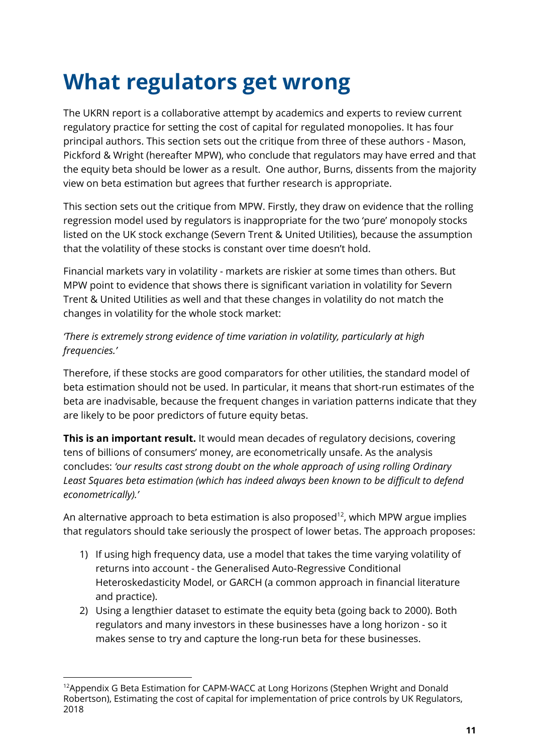# What regulators get wrong

The UKRN report is a collaborative attempt by academics and experts to review current regulatory practice for setting the cost of capital for regulated monopolies. It has four principal authors. This section sets out the critique from three of these authors - Mason, Pickford & Wright (hereafter MPW), who conclude that regulators may have erred and that the equity beta should be lower as a result. One author, Burns, dissents from the majority view on beta estimation but agrees that further research is appropriate.

This section sets out the critique from MPW. Firstly, they draw on evidence that the rolling regression model used by regulators is inappropriate for the two 'pure' monopoly stocks listed on the UK stock exchange (Severn Trent & United Utilities), because the assumption that the volatility of these stocks is constant over time doesn't hold.

Financial markets vary in volatility - markets are riskier at some times than others. But MPW point to evidence that shows there is significant variation in volatility for Severn Trent & United Utilities as well and that these changes in volatility do not match the changes in volatility for the whole stock market:

*'There is extremely strong evidence of time variation in volatility, particularly at high frequencies.'*

Therefore, if these stocks are good comparators for other utilities, the standard model of beta estimation should not be used. In particular, it means that short-run estimates of the beta are inadvisable, because the frequent changes in variation patterns indicate that they are likely to be poor predictors of future equity betas.

**This is an important result.** It would mean decades of regulatory decisions, covering tens of billions of consumers' money, are econometrically unsafe. As the analysis concludes: *'our results cast strong doubt on the whole approach of using rolling Ordinary Least Squares beta estimation (which has indeed always been known to be difficult to defend econometrically).'*

An alternative approach to beta estimation is also proposed[12], which MPW argue implies that regulators should take seriously the prospect of lower betas. The approach proposes:

1) If using high frequency data, use a model that takes the time varying volatility of returns into account - the Generalised Auto-Regressive Conditional Heteroskedasticity Model, or GARCH (a common approach in financial literature and practice).
2) Using a lengthier dataset to estimate the equity beta (going back to 2000). Both regulators and many investors in these businesses have a long horizon - so it makes sense to try and capture the long-run beta for these businesses.

[12] Appendix G Beta Estimation for CAPM-WACC at Long Horizons (Stephen Wright and Donald Robertson), Estimating the cost of capital for implementation of price controls by UK Regulators, 2018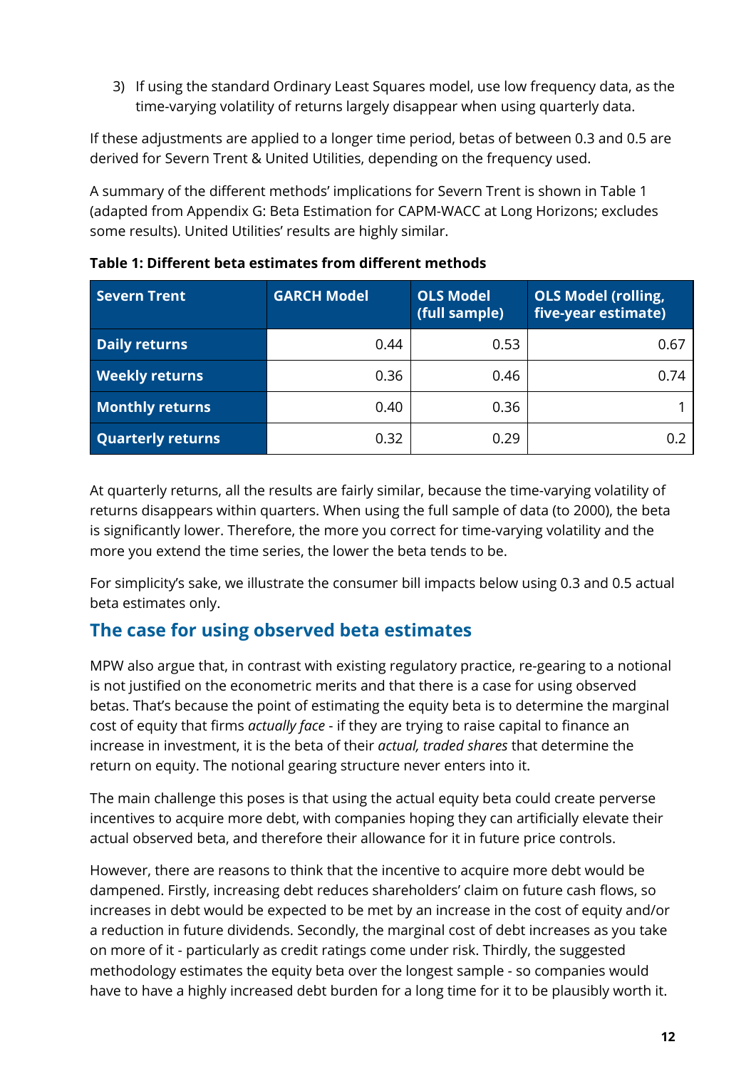3) If using the standard Ordinary Least Squares model, use low frequency data, as the time-varying volatility of returns largely disappear when using quarterly data.

If these adjustments are applied to a longer time period, betas of between 0.3 and 0.5 are derived for Severn Trent & United Utilities, depending on the frequency used.

A summary of the different methods' implications for Severn Trent is shown in Table 1 (adapted from Appendix G: Beta Estimation for CAPM-WACC at Long Horizons; excludes some results). United Utilities' results are highly similar.

**Table 1: Different beta estimates from different methods**

| Severn Trent | GARCH Model | OLS Model (full sample) | OLS Model (rolling, five-year estimate) |
|---|---|---|---|
| **Daily returns** | 0.44 | 0.53 | 0.67 |
| **Weekly returns** | 0.36 | 0.46 | 0.74 |
| **Monthly returns** | 0.40 | 0.36 | 1 |
| **Quarterly returns** | 0.32 | 0.29 | 0.2 |

At quarterly returns, all the results are fairly similar, because the time-varying volatility of returns disappears within quarters. When using the full sample of data (to 2000), the beta is significantly lower. Therefore, the more you correct for time-varying volatility and the more you extend the time series, the lower the beta tends to be.

For simplicity's sake, we illustrate the consumer bill impacts below using 0.3 and 0.5 actual beta estimates only.

## The case for using observed beta estimates

MPW also argue that, in contrast with existing regulatory practice, re-gearing to a notional is not justified on the econometric merits and that there is a case for using observed betas. That's because the point of estimating the equity beta is to determine the marginal cost of equity that firms *actually face* - if they are trying to raise capital to finance an increase in investment, it is the beta of their *actual, traded shares* that determine the return on equity. The notional gearing structure never enters into it.

The main challenge this poses is that using the actual equity beta could create perverse incentives to acquire more debt, with companies hoping they can artificially elevate their actual observed beta, and therefore their allowance for it in future price controls.

However, there are reasons to think that the incentive to acquire more debt would be dampened. Firstly, increasing debt reduces shareholders' claim on future cash flows, so increases in debt would be expected to be met by an increase in the cost of equity and/or a reduction in future dividends. Secondly, the marginal cost of debt increases as you take on more of it - particularly as credit ratings come under risk. Thirdly, the suggested methodology estimates the equity beta over the longest sample - so companies would have to have a highly increased debt burden for a long time for it to be plausibly worth it.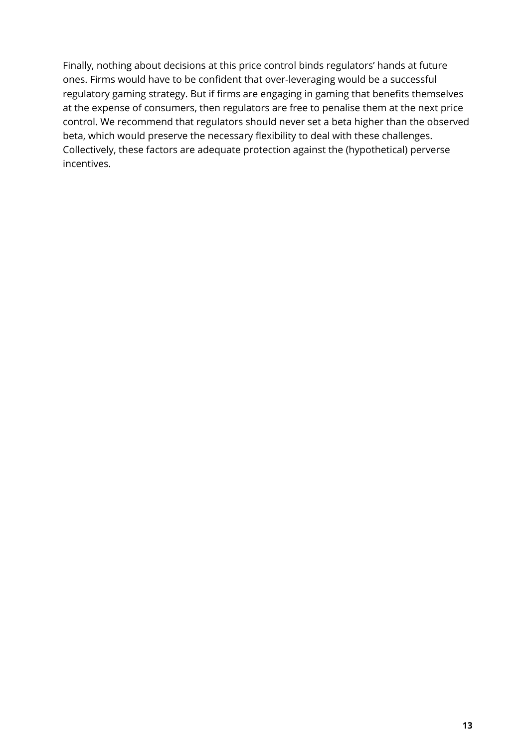Finally, nothing about decisions at this price control binds regulators' hands at future ones. Firms would have to be confident that over-leveraging would be a successful regulatory gaming strategy. But if firms are engaging in gaming that benefits themselves at the expense of consumers, then regulators are free to penalise them at the next price control. We recommend that regulators should never set a beta higher than the observed beta, which would preserve the necessary flexibility to deal with these challenges. Collectively, these factors are adequate protection against the (hypothetical) perverse incentives.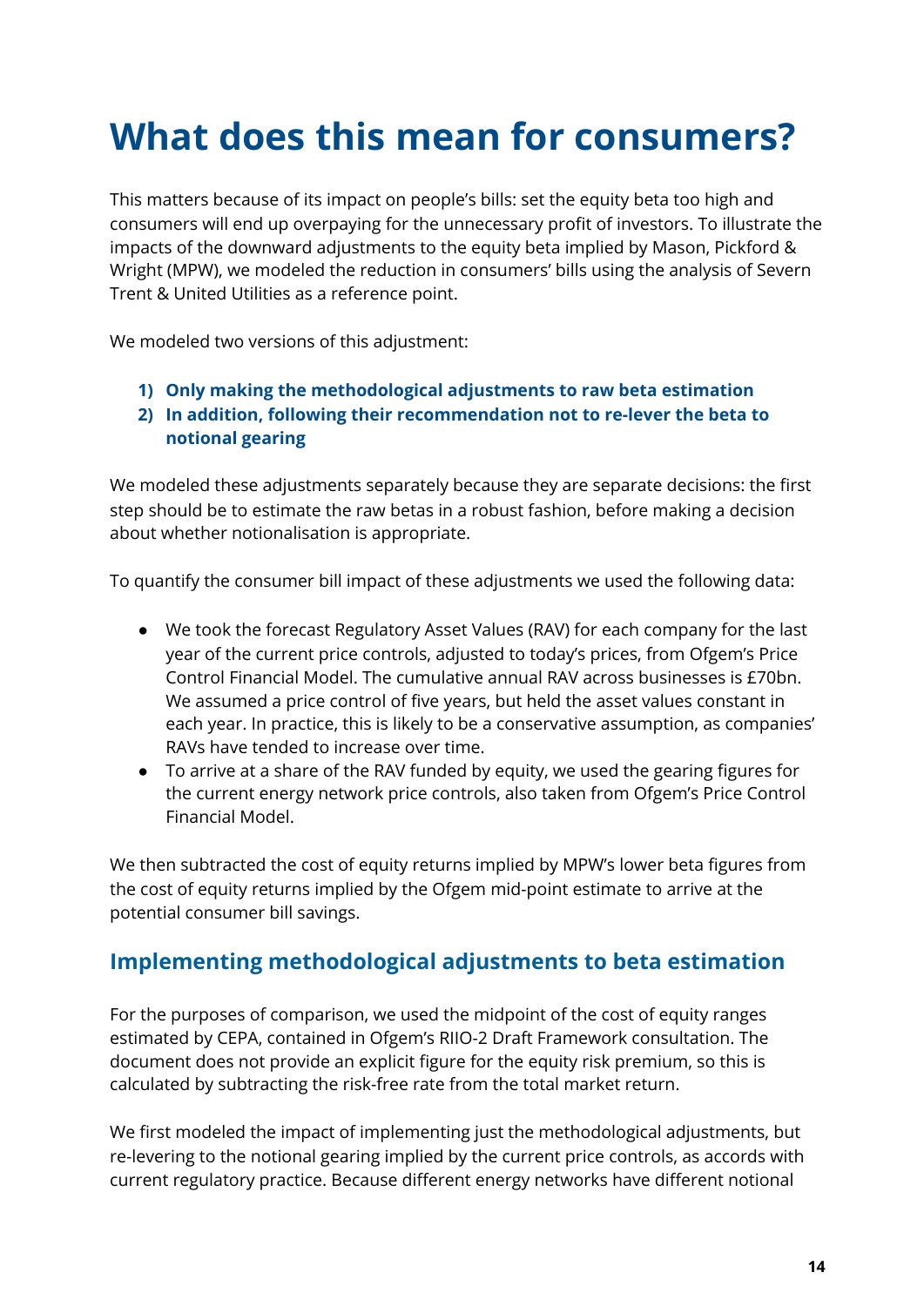# What does this mean for consumers?

This matters because of its impact on people's bills: set the equity beta too high and consumers will end up overpaying for the unnecessary profit of investors. To illustrate the impacts of the downward adjustments to the equity beta implied by Mason, Pickford & Wright (MPW), we modeled the reduction in consumers' bills using the analysis of Severn Trent & United Utilities as a reference point.

We modeled two versions of this adjustment:

1) **Only making the methodological adjustments to raw beta estimation**
2) **In addition, following their recommendation not to re-lever the beta to notional gearing**

We modeled these adjustments separately because they are separate decisions: the first step should be to estimate the raw betas in a robust fashion, before making a decision about whether notionalisation is appropriate.

To quantify the consumer bill impact of these adjustments we used the following data:

- We took the forecast Regulatory Asset Values (RAV) for each company for the last year of the current price controls, adjusted to today's prices, from Ofgem's Price Control Financial Model. The cumulative annual RAV across businesses is £70bn. We assumed a price control of five years, but held the asset values constant in each year. In practice, this is likely to be a conservative assumption, as companies' RAVs have tended to increase over time.
- To arrive at a share of the RAV funded by equity, we used the gearing figures for the current energy network price controls, also taken from Ofgem's Price Control Financial Model.

We then subtracted the cost of equity returns implied by MPW's lower beta figures from the cost of equity returns implied by the Ofgem mid-point estimate to arrive at the potential consumer bill savings.

## Implementing methodological adjustments to beta estimation

For the purposes of comparison, we used the midpoint of the cost of equity ranges estimated by CEPA, contained in Ofgem's RIIO-2 Draft Framework consultation. The document does not provide an explicit figure for the equity risk premium, so this is calculated by subtracting the risk-free rate from the total market return.

We first modeled the impact of implementing just the methodological adjustments, but re-levering to the notional gearing implied by the current price controls, as accords with current regulatory practice. Because different energy networks have different notional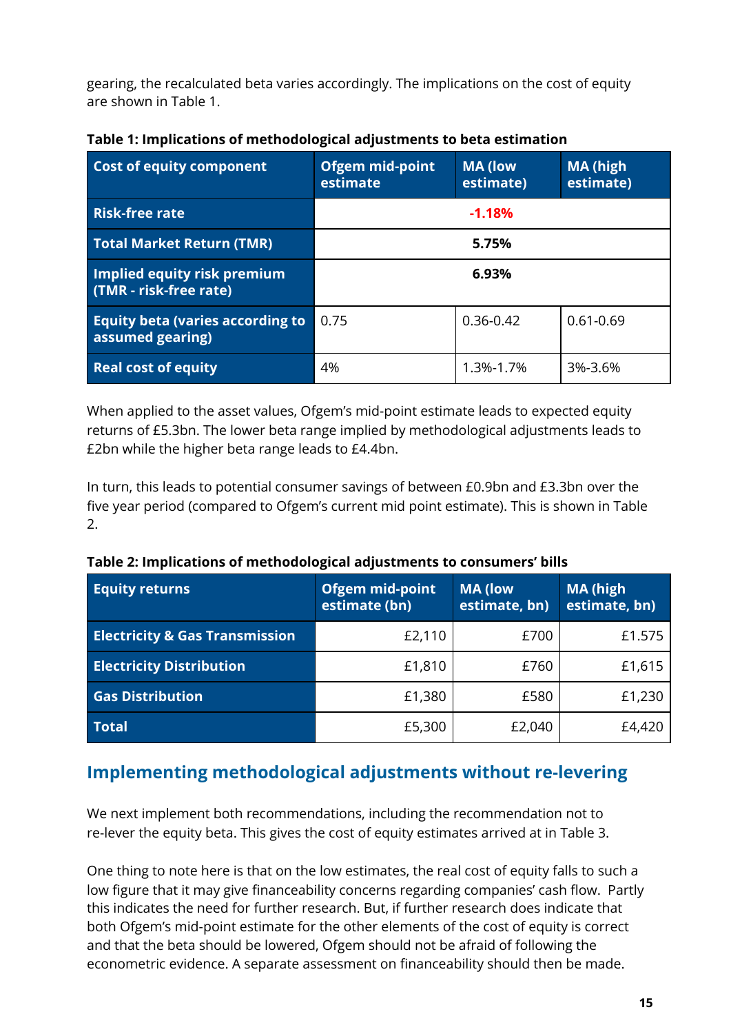gearing, the recalculated beta varies accordingly. The implications on the cost of equity are shown in Table 1.

**Table 1: Implications of methodological adjustments to beta estimation**

| Cost of equity component | Ofgem mid-point estimate | MA (low estimate) | MA (high estimate) |
|---|---|---|---|
| Risk-free rate | -1.18% | | |
| Total Market Return (TMR) | 5.75% | | |
| Implied equity risk premium (TMR - risk-free rate) | 6.93% | | |
| Equity beta (varies according to assumed gearing) | 0.75 | 0.36-0.42 | 0.61-0.69 |
| Real cost of equity | 4% | 1.3%-1.7% | 3%-3.6% |

When applied to the asset values, Ofgem's mid-point estimate leads to expected equity returns of £5.3bn. The lower beta range implied by methodological adjustments leads to £2bn while the higher beta range leads to £4.4bn.

In turn, this leads to potential consumer savings of between £0.9bn and £3.3bn over the five year period (compared to Ofgem's current mid point estimate). This is shown in Table 2.

**Table 2: Implications of methodological adjustments to consumers' bills**

| Equity returns | Ofgem mid-point estimate (bn) | MA (low estimate, bn) | MA (high estimate, bn) |
|---|---|---|---|
| Electricity & Gas Transmission | £2,110 | £700 | £1.575 |
| Electricity Distribution | £1,810 | £760 | £1,615 |
| Gas Distribution | £1,380 | £580 | £1,230 |
| Total | £5,300 | £2,040 | £4,420 |

## Implementing methodological adjustments without re-levering

We next implement both recommendations, including the recommendation not to re-lever the equity beta. This gives the cost of equity estimates arrived at in Table 3.

One thing to note here is that on the low estimates, the real cost of equity falls to such a low figure that it may give financeability concerns regarding companies' cash flow. Partly this indicates the need for further research. But, if further research does indicate that both Ofgem's mid-point estimate for the other elements of the cost of equity is correct and that the beta should be lowered, Ofgem should not be afraid of following the econometric evidence. A separate assessment on financeability should then be made.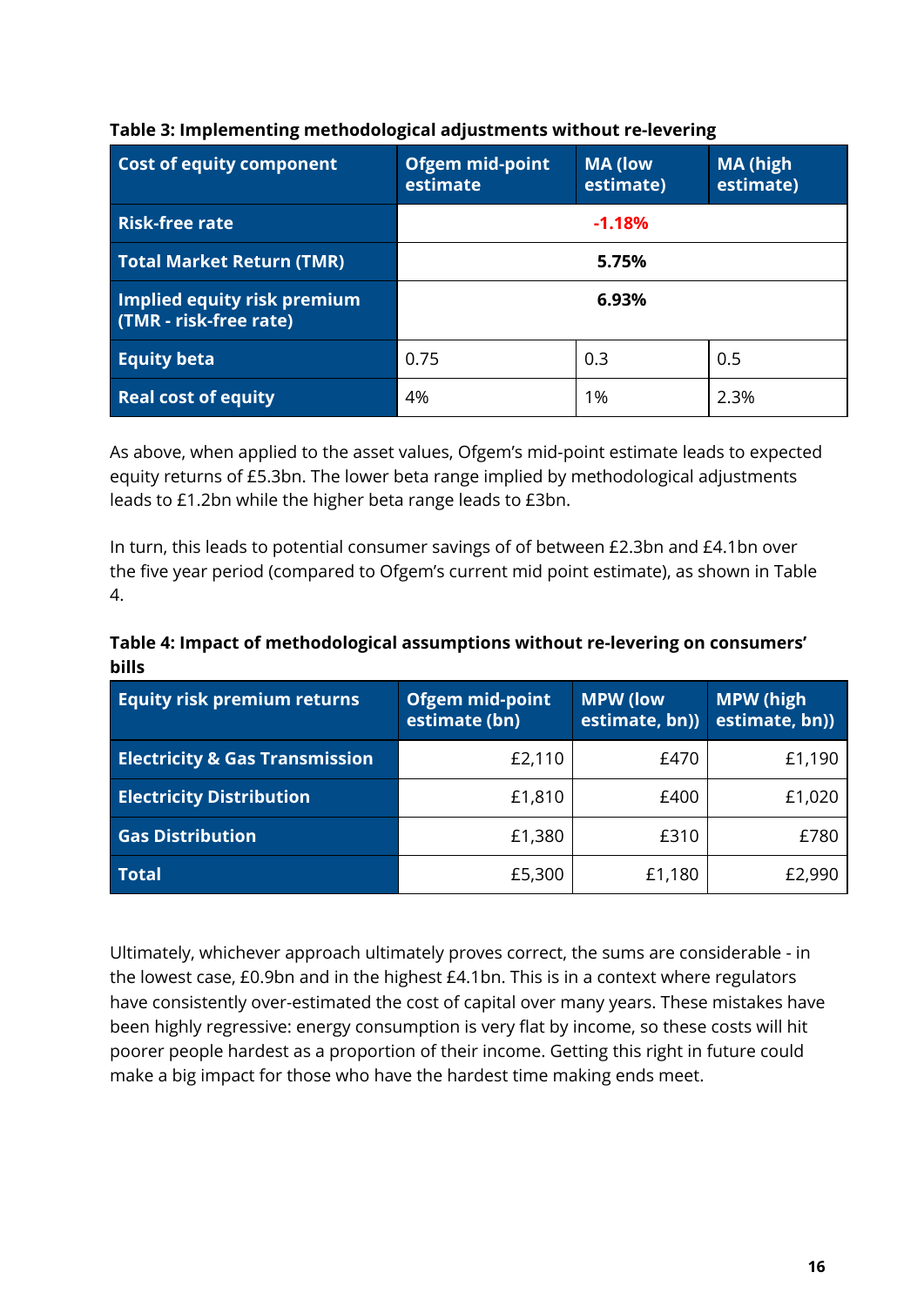**Table 3: Implementing methodological adjustments without re-levering**

| Cost of equity component | Ofgem mid-point estimate | MA (low estimate) | MA (high estimate) |
|---|---|---|---|
| **Risk-free rate** | **-1.18%** | | |
| **Total Market Return (TMR)** | **5.75%** | | |
| **Implied equity risk premium (TMR - risk-free rate)** | **6.93%** | | |
| **Equity beta** | 0.75 | 0.3 | 0.5 |
| **Real cost of equity** | 4% | 1% | 2.3% |

As above, when applied to the asset values, Ofgem's mid-point estimate leads to expected equity returns of £5.3bn. The lower beta range implied by methodological adjustments leads to £1.2bn while the higher beta range leads to £3bn.

In turn, this leads to potential consumer savings of of between £2.3bn and £4.1bn over the five year period (compared to Ofgem's current mid point estimate), as shown in Table 4.

**Table 4: Impact of methodological assumptions without re-levering on consumers' bills**

| Equity risk premium returns | Ofgem mid-point estimate (bn) | MPW (low estimate, bn)) | MPW (high estimate, bn)) |
|---|---:|---:|---:|
| **Electricity & Gas Transmission** | £2,110 | £470 | £1,190 |
| **Electricity Distribution** | £1,810 | £400 | £1,020 |
| **Gas Distribution** | £1,380 | £310 | £780 |
| **Total** | £5,300 | £1,180 | £2,990 |

Ultimately, whichever approach ultimately proves correct, the sums are considerable - in the lowest case, £0.9bn and in the highest £4.1bn. This is in a context where regulators have consistently over-estimated the cost of capital over many years. These mistakes have been highly regressive: energy consumption is very flat by income, so these costs will hit poorer people hardest as a proportion of their income. Getting this right in future could make a big impact for those who have the hardest time making ends meet.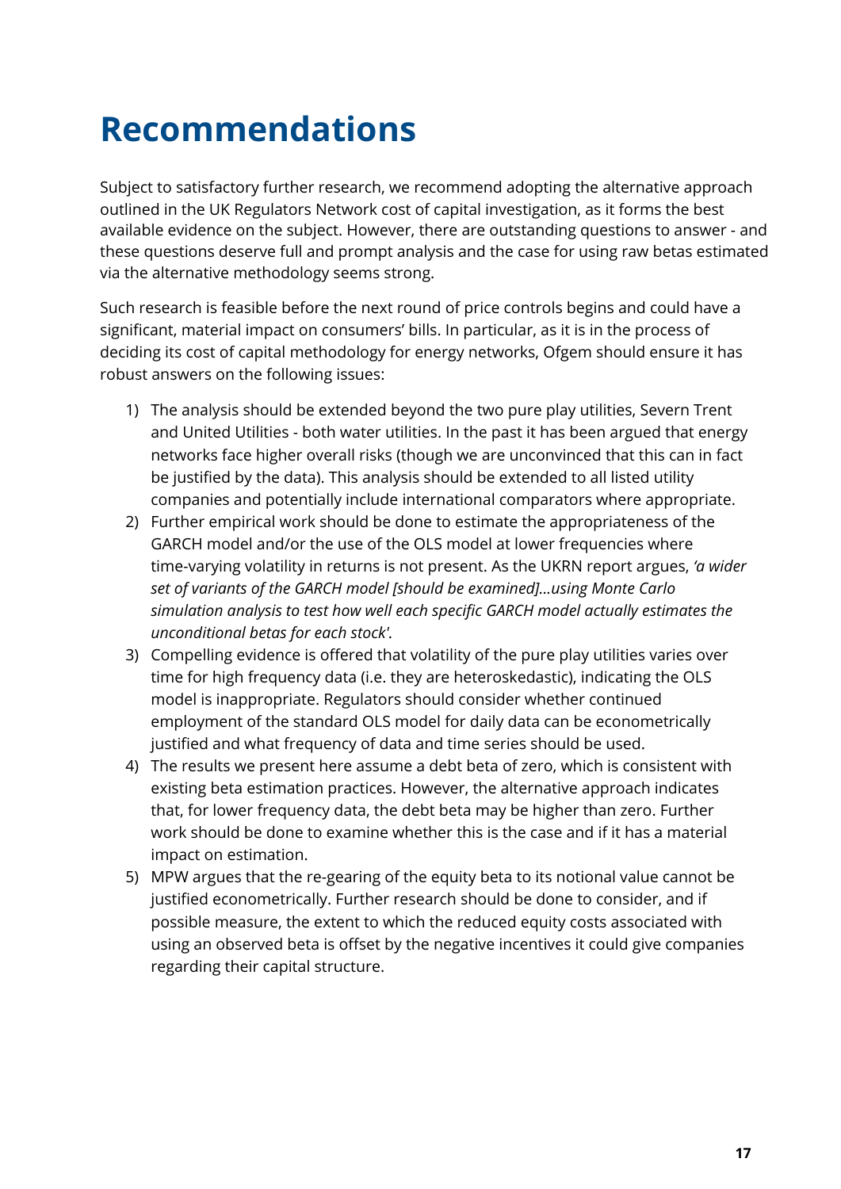# Recommendations

Subject to satisfactory further research, we recommend adopting the alternative approach outlined in the UK Regulators Network cost of capital investigation, as it forms the best available evidence on the subject. However, there are outstanding questions to answer - and these questions deserve full and prompt analysis and the case for using raw betas estimated via the alternative methodology seems strong.

Such research is feasible before the next round of price controls begins and could have a significant, material impact on consumers' bills. In particular, as it is in the process of deciding its cost of capital methodology for energy networks, Ofgem should ensure it has robust answers on the following issues:

1) The analysis should be extended beyond the two pure play utilities, Severn Trent and United Utilities - both water utilities. In the past it has been argued that energy networks face higher overall risks (though we are unconvinced that this can in fact be justified by the data). This analysis should be extended to all listed utility companies and potentially include international comparators where appropriate.
2) Further empirical work should be done to estimate the appropriateness of the GARCH model and/or the use of the OLS model at lower frequencies where time-varying volatility in returns is not present. As the UKRN report argues, *'a wider set of variants of the GARCH model [should be examined]...using Monte Carlo simulation analysis to test how well each specific GARCH model actually estimates the unconditional betas for each stock'*.
3) Compelling evidence is offered that volatility of the pure play utilities varies over time for high frequency data (i.e. they are heteroskedastic), indicating the OLS model is inappropriate. Regulators should consider whether continued employment of the standard OLS model for daily data can be econometrically justified and what frequency of data and time series should be used.
4) The results we present here assume a debt beta of zero, which is consistent with existing beta estimation practices. However, the alternative approach indicates that, for lower frequency data, the debt beta may be higher than zero. Further work should be done to examine whether this is the case and if it has a material impact on estimation.
5) MPW argues that the re-gearing of the equity beta to its notional value cannot be justified econometrically. Further research should be done to consider, and if possible measure, the extent to which the reduced equity costs associated with using an observed beta is offset by the negative incentives it could give companies regarding their capital structure.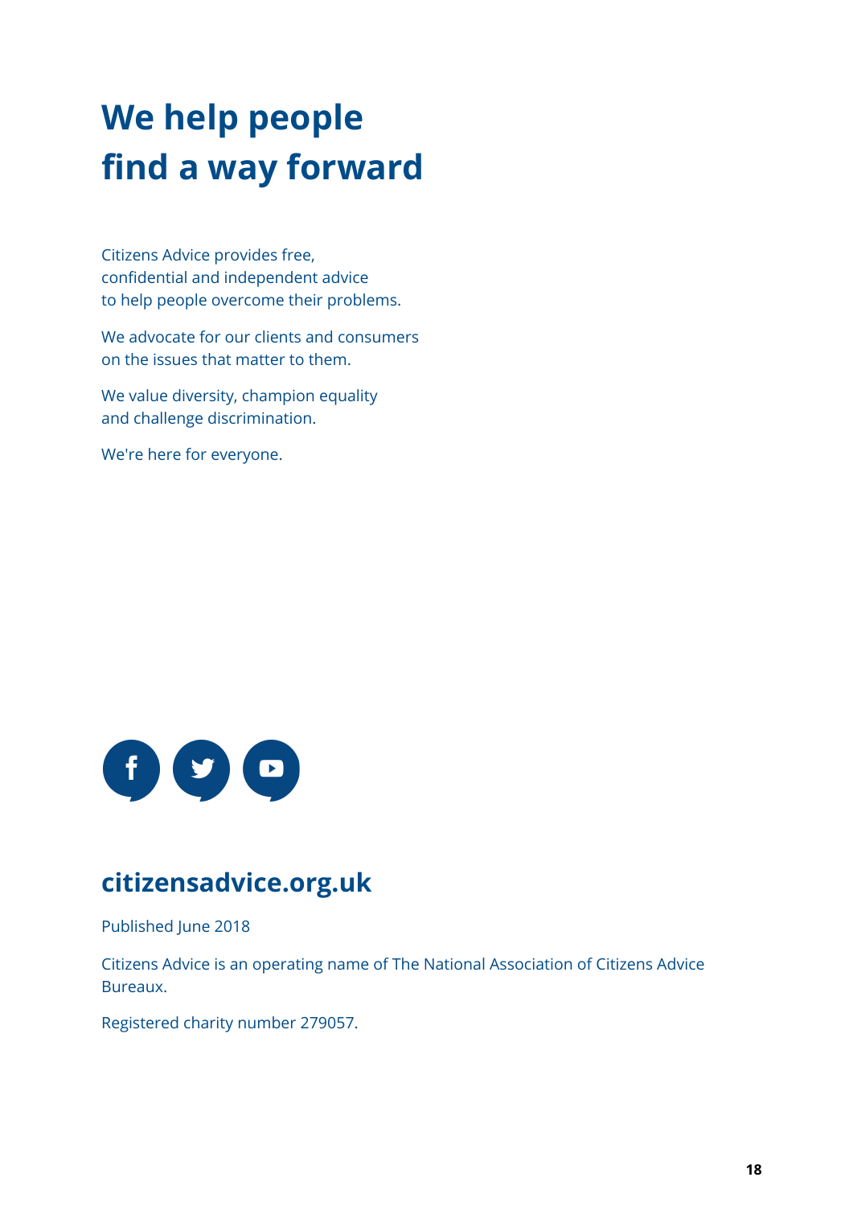# We help people find a way forward

Citizens Advice provides free, confidential and independent advice to help people overcome their problems.

We advocate for our clients and consumers on the issues that matter to them.

We value diversity, champion equality and challenge discrimination.

We're here for everyone.

## citizensadvice.org.uk

Published June 2018

Citizens Advice is an operating name of The National Association of Citizens Advice Bureaux.

Registered charity number 279057.